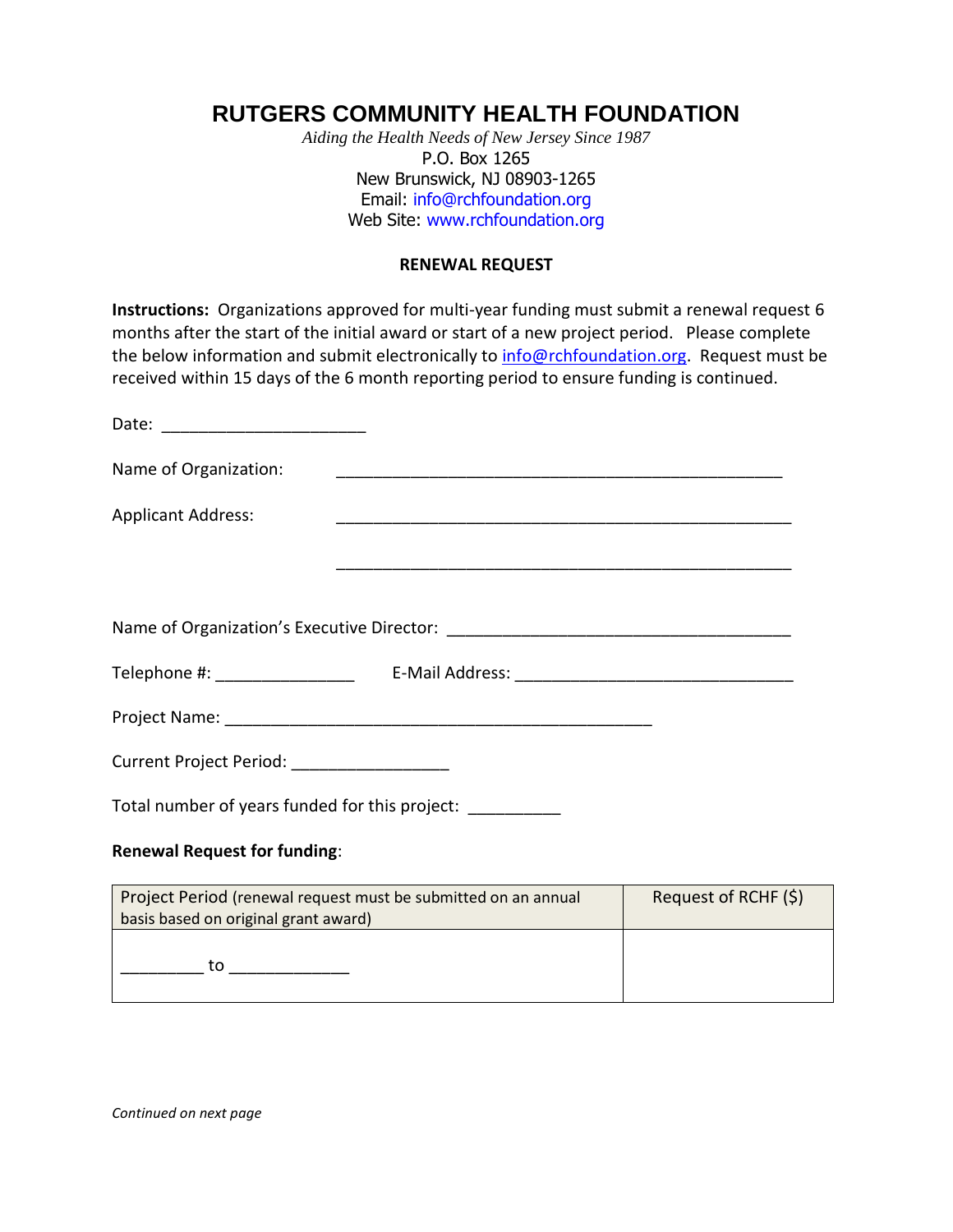# RUTGERS COMMUNITY HEALTH FOUNDATION

*Aiding the Health Needs of New Jersey Since 1987*
P.O. Box 1265
New Brunswick, NJ 08903-1265
Email: info@rchfoundation.org
Web Site: www.rchfoundation.org

**RENEWAL REQUEST**

**Instructions:** Organizations approved for multi-year funding must submit a renewal request 6 months after the start of the initial award or start of a new project period. Please complete the below information and submit electronically to info@rchfoundation.org. Request must be received within 15 days of the 6 month reporting period to ensure funding is continued.

Date: ______________________

Name of Organization: ________________________________________________

Applicant Address: ________________________________________________

________________________________________________

Name of Organization's Executive Director: ____________________________________

Telephone #: _______________ E-Mail Address: ______________________________

Project Name: ______________________________________________

Current Project Period: _________________

Total number of years funded for this project: __________

**Renewal Request for funding**:

| Project Period (renewal request must be submitted on an annual basis based on original grant award) | Request of RCHF ($) |
|---|---|
| _________ to _____________ | |

*Continued on next page*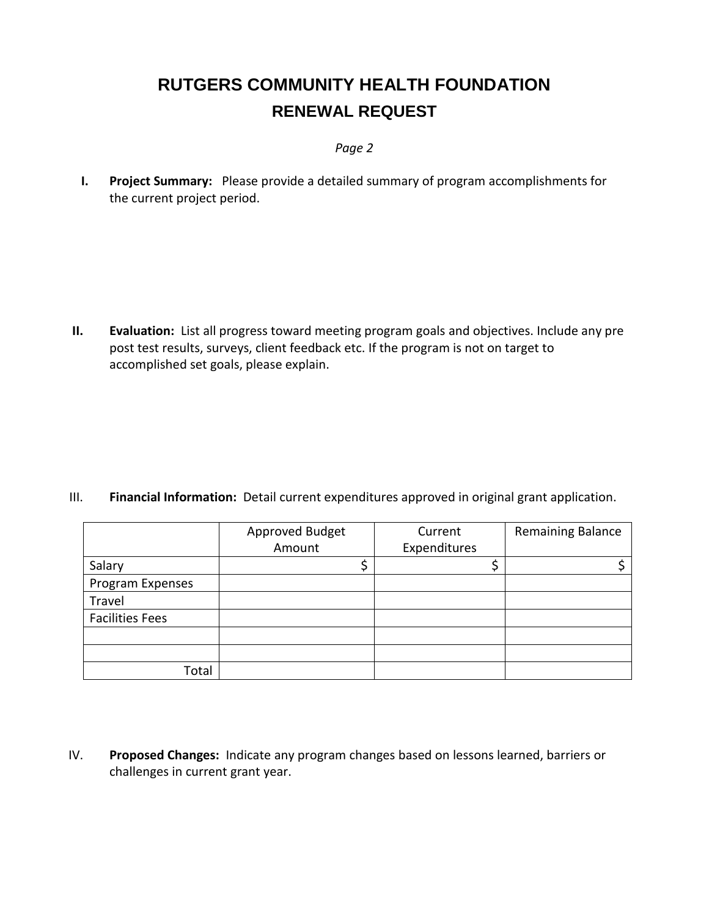# RUTGERS COMMUNITY HEALTH FOUNDATION

## RENEWAL REQUEST

*Page 2*

**I. Project Summary:** Please provide a detailed summary of program accomplishments for the current project period.

**II. Evaluation:** List all progress toward meeting program goals and objectives. Include any pre post test results, surveys, client feedback etc. If the program is not on target to accomplished set goals, please explain.

III. **Financial Information:** Detail current expenditures approved in original grant application.

| | Approved Budget Amount | Current Expenditures | Remaining Balance |
|---|---|---|---|
| Salary | $ | $ | $ |
| Program Expenses | | | |
| Travel | | | |
| Facilities Fees | | | |
| | | | |
| | | | |
| Total | | | |

IV. **Proposed Changes:** Indicate any program changes based on lessons learned, barriers or challenges in current grant year.